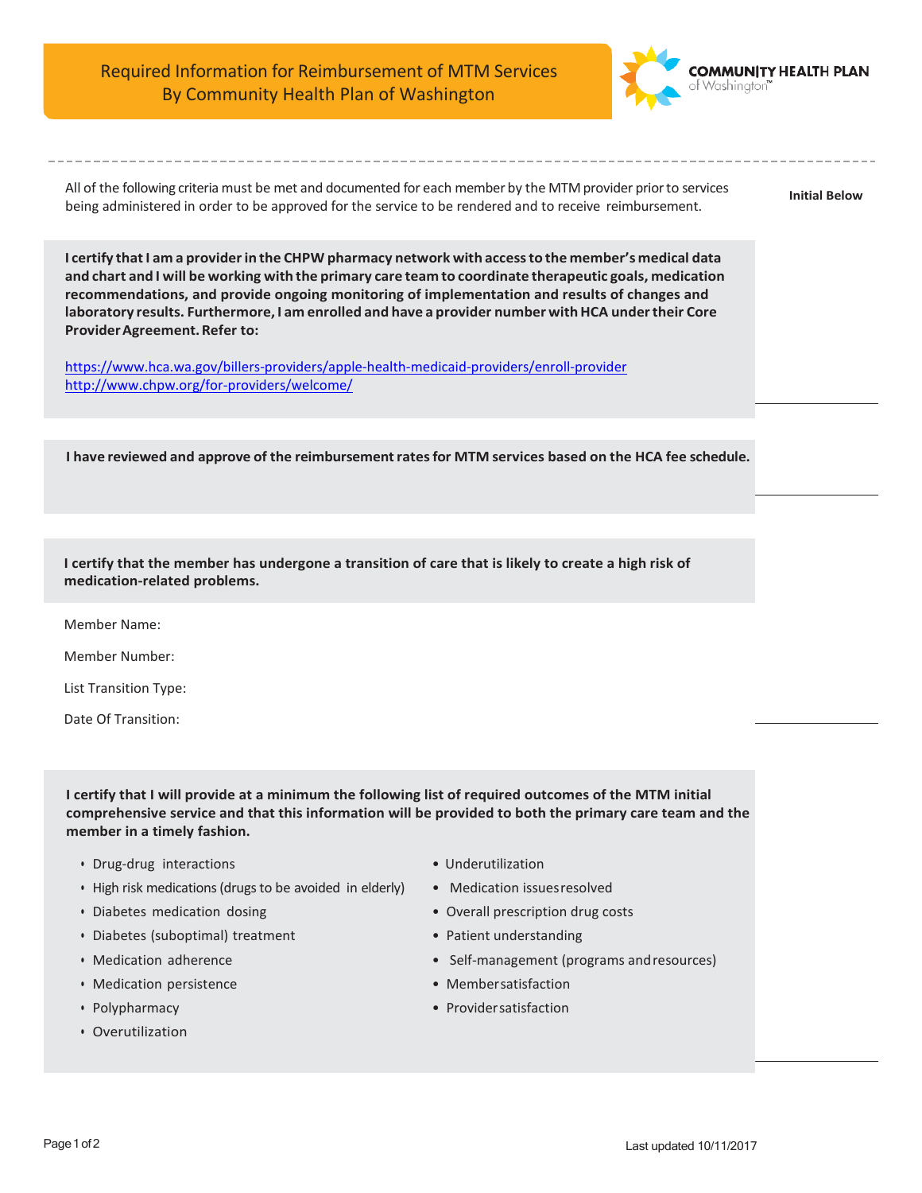# Required Information for Reimbursement of MTM Services By Community Health Plan of Washington

COMMUNITY HEALTH PLAN of Washington™

All of the following criteria must be met and documented for each member by the MTM provider prior to services being administered in order to be approved for the service to be rendered and to receive reimbursement.

**Initial Below**

**I certify that I am a provider in the CHPW pharmacy network with access to the member's medical data and chart and I will be working with the primary care team to coordinate therapeutic goals, medication recommendations, and provide ongoing monitoring of implementation and results of changes and laboratory results. Furthermore, I am enrolled and have a provider number with HCA under their Core Provider Agreement. Refer to:**

https://www.hca.wa.gov/billers-providers/apple-health-medicaid-providers/enroll-provider
http://www.chpw.org/for-providers/welcome/

______

**I have reviewed and approve of the reimbursement rates for MTM services based on the HCA fee schedule.**

______

**I certify that the member has undergone a transition of care that is likely to create a high risk of medication-related problems.**

Member Name:

Member Number:

List Transition Type:

Date Of Transition:

______

**I certify that I will provide at a minimum the following list of required outcomes of the MTM initial comprehensive service and that this information will be provided to both the primary care team and the member in a timely fashion.**

- Drug-drug interactions
- High risk medications (drugs to be avoided in elderly)
- Diabetes medication dosing
- Diabetes (suboptimal) treatment
- Medication adherence
- Medication persistence
- Polypharmacy
- Overutilization
- Underutilization
- Medication issues resolved
- Overall prescription drug costs
- Patient understanding
- Self-management (programs and resources)
- Member satisfaction
- Provider satisfaction

______

Last updated 10/11/2017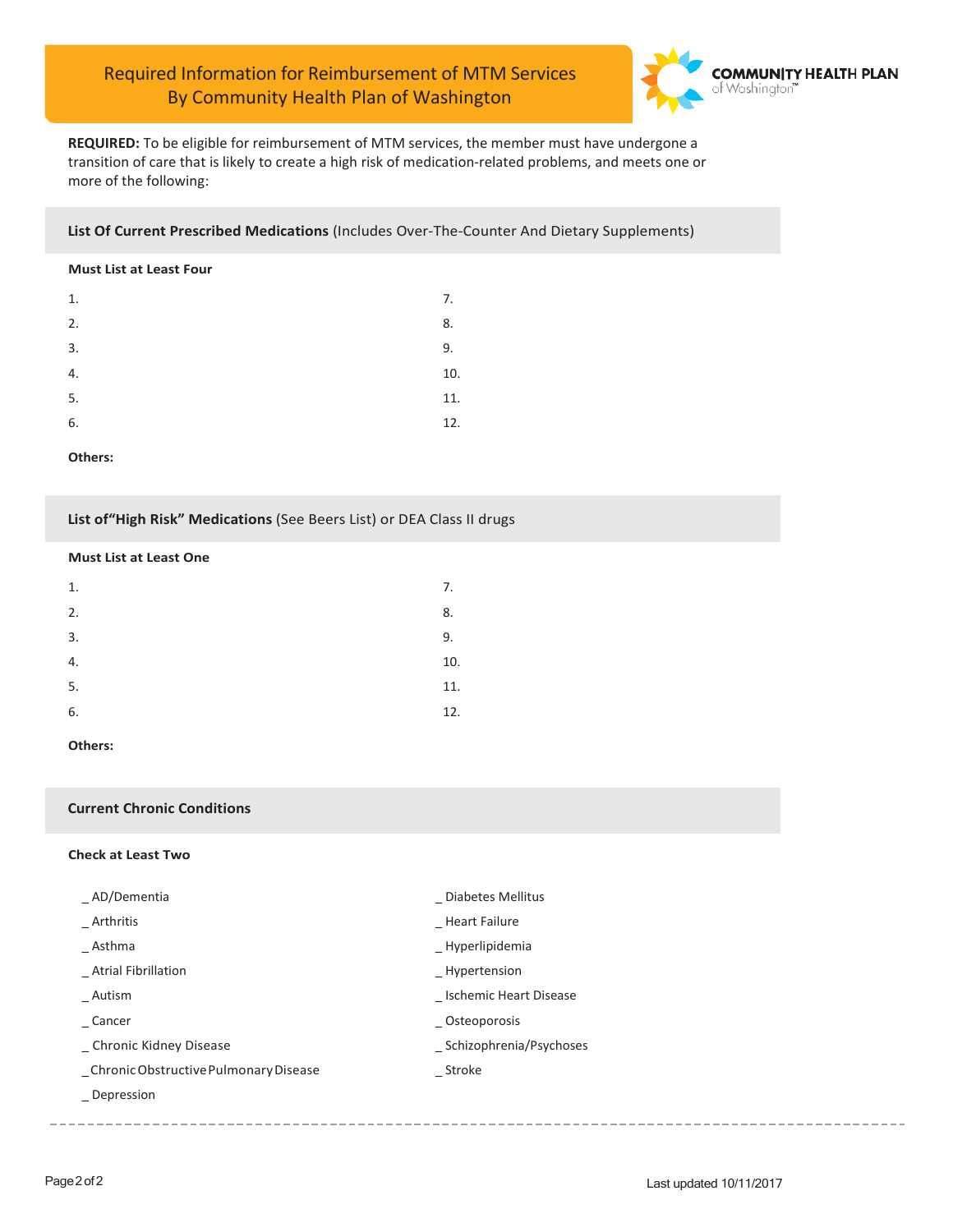# Required Information for Reimbursement of MTM Services By Community Health Plan of Washington

COMMUNITY HEALTH PLAN of Washington™

**REQUIRED:** To be eligible for reimbursement of MTM services, the member must have undergone a transition of care that is likely to create a high risk of medication-related problems, and meets one or more of the following:

## List Of Current Prescribed Medications (Includes Over-The-Counter And Dietary Supplements)

**Must List at Least Four**

1.
2.
3.
4.
5.
6.
7.
8.
9.
10.
11.
12.

**Others:**

## List of "High Risk" Medications (See Beers List) or DEA Class II drugs

**Must List at Least One**

1.
2.
3.
4.
5.
6.
7.
8.
9.
10.
11.
12.

**Others:**

## Current Chronic Conditions

**Check at Least Two**

_ AD/Dementia
_ Arthritis
_ Asthma
_ Atrial Fibrillation
_ Autism
_ Cancer
_ Chronic Kidney Disease
_ Chronic Obstructive Pulmonary Disease
_ Depression
_ Diabetes Mellitus
_ Heart Failure
_ Hyperlipidemia
_ Hypertension
_ Ischemic Heart Disease
_ Osteoporosis
_ Schizophrenia/Psychoses
_ Stroke

Last updated 10/11/2017